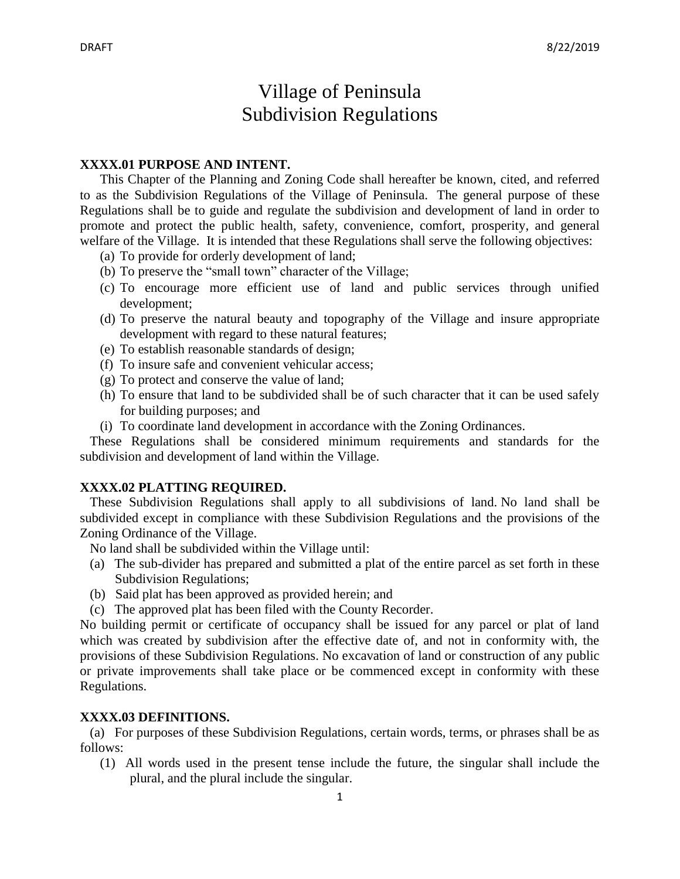# Village of Peninsula
# Subdivision Regulations

**XXXX.01 PURPOSE AND INTENT.**

This Chapter of the Planning and Zoning Code shall hereafter be known, cited, and referred to as the Subdivision Regulations of the Village of Peninsula. The general purpose of these Regulations shall be to guide and regulate the subdivision and development of land in order to promote and protect the public health, safety, convenience, comfort, prosperity, and general welfare of the Village. It is intended that these Regulations shall serve the following objectives:

(a) To provide for orderly development of land;
(b) To preserve the "small town" character of the Village;
(c) To encourage more efficient use of land and public services through unified development;
(d) To preserve the natural beauty and topography of the Village and insure appropriate development with regard to these natural features;
(e) To establish reasonable standards of design;
(f) To insure safe and convenient vehicular access;
(g) To protect and conserve the value of land;
(h) To ensure that land to be subdivided shall be of such character that it can be used safely for building purposes; and
(i) To coordinate land development in accordance with the Zoning Ordinances.

These Regulations shall be considered minimum requirements and standards for the subdivision and development of land within the Village.

**XXXX.02 PLATTING REQUIRED.**

These Subdivision Regulations shall apply to all subdivisions of land. No land shall be subdivided except in compliance with these Subdivision Regulations and the provisions of the Zoning Ordinance of the Village.

No land shall be subdivided within the Village until:

(a) The sub-divider has prepared and submitted a plat of the entire parcel as set forth in these Subdivision Regulations;
(b) Said plat has been approved as provided herein; and
(c) The approved plat has been filed with the County Recorder.

No building permit or certificate of occupancy shall be issued for any parcel or plat of land which was created by subdivision after the effective date of, and not in conformity with, the provisions of these Subdivision Regulations. No excavation of land or construction of any public or private improvements shall take place or be commenced except in conformity with these Regulations.

**XXXX.03 DEFINITIONS.**

(a) For purposes of these Subdivision Regulations, certain words, terms, or phrases shall be as follows:

(1) All words used in the present tense include the future, the singular shall include the plural, and the plural include the singular.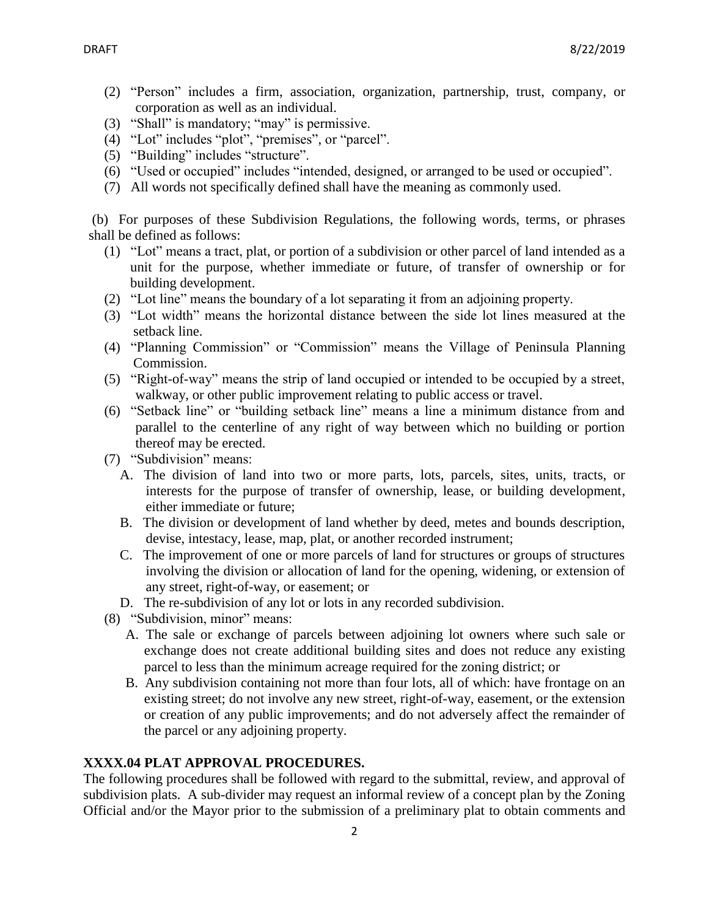(2) "Person" includes a firm, association, organization, partnership, trust, company, or corporation as well as an individual.
(3) "Shall" is mandatory; "may" is permissive.
(4) "Lot" includes "plot", "premises", or "parcel".
(5) "Building" includes "structure".
(6) "Used or occupied" includes "intended, designed, or arranged to be used or occupied".
(7) All words not specifically defined shall have the meaning as commonly used.

(b) For purposes of these Subdivision Regulations, the following words, terms, or phrases shall be defined as follows:

(1) "Lot" means a tract, plat, or portion of a subdivision or other parcel of land intended as a unit for the purpose, whether immediate or future, of transfer of ownership or for building development.
(2) "Lot line" means the boundary of a lot separating it from an adjoining property.
(3) "Lot width" means the horizontal distance between the side lot lines measured at the setback line.
(4) "Planning Commission" or "Commission" means the Village of Peninsula Planning Commission.
(5) "Right-of-way" means the strip of land occupied or intended to be occupied by a street, walkway, or other public improvement relating to public access or travel.
(6) "Setback line" or "building setback line" means a line a minimum distance from and parallel to the centerline of any right of way between which no building or portion thereof may be erected.
(7) "Subdivision" means:
   A. The division of land into two or more parts, lots, parcels, sites, units, tracts, or interests for the purpose of transfer of ownership, lease, or building development, either immediate or future;
   B. The division or development of land whether by deed, metes and bounds description, devise, intestacy, lease, map, plat, or another recorded instrument;
   C. The improvement of one or more parcels of land for structures or groups of structures involving the division or allocation of land for the opening, widening, or extension of any street, right-of-way, or easement; or
   D. The re-subdivision of any lot or lots in any recorded subdivision.
(8) "Subdivision, minor" means:
   A. The sale or exchange of parcels between adjoining lot owners where such sale or exchange does not create additional building sites and does not reduce any existing parcel to less than the minimum acreage required for the zoning district; or
   B. Any subdivision containing not more than four lots, all of which: have frontage on an existing street; do not involve any new street, right-of-way, easement, or the extension or creation of any public improvements; and do not adversely affect the remainder of the parcel or any adjoining property.

**XXXX.04 PLAT APPROVAL PROCEDURES.**

The following procedures shall be followed with regard to the submittal, review, and approval of subdivision plats. A sub-divider may request an informal review of a concept plan by the Zoning Official and/or the Mayor prior to the submission of a preliminary plat to obtain comments and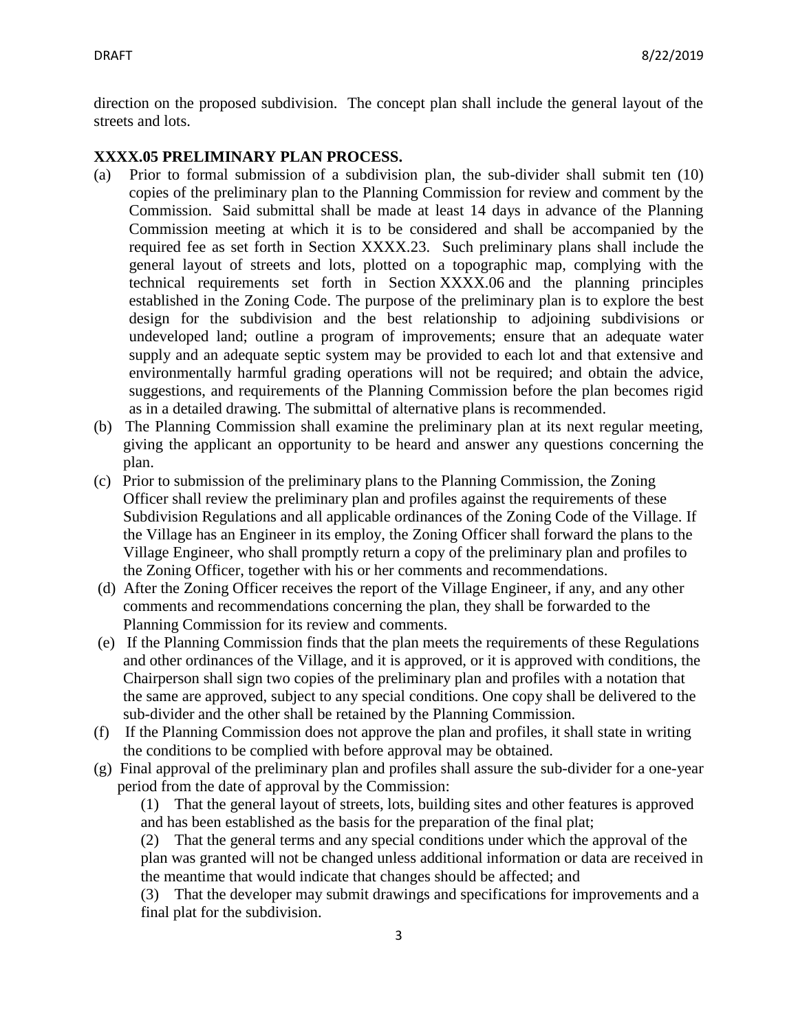direction on the proposed subdivision. The concept plan shall include the general layout of the streets and lots.

**XXXX.05 PRELIMINARY PLAN PROCESS.**

(a) Prior to formal submission of a subdivision plan, the sub-divider shall submit ten (10) copies of the preliminary plan to the Planning Commission for review and comment by the Commission. Said submittal shall be made at least 14 days in advance of the Planning Commission meeting at which it is to be considered and shall be accompanied by the required fee as set forth in Section XXXX.23. Such preliminary plans shall include the general layout of streets and lots, plotted on a topographic map, complying with the technical requirements set forth in Section XXXX.06 and the planning principles established in the Zoning Code. The purpose of the preliminary plan is to explore the best design for the subdivision and the best relationship to adjoining subdivisions or undeveloped land; outline a program of improvements; ensure that an adequate water supply and an adequate septic system may be provided to each lot and that extensive and environmentally harmful grading operations will not be required; and obtain the advice, suggestions, and requirements of the Planning Commission before the plan becomes rigid as in a detailed drawing. The submittal of alternative plans is recommended.

(b) The Planning Commission shall examine the preliminary plan at its next regular meeting, giving the applicant an opportunity to be heard and answer any questions concerning the plan.

(c) Prior to submission of the preliminary plans to the Planning Commission, the Zoning Officer shall review the preliminary plan and profiles against the requirements of these Subdivision Regulations and all applicable ordinances of the Zoning Code of the Village. If the Village has an Engineer in its employ, the Zoning Officer shall forward the plans to the Village Engineer, who shall promptly return a copy of the preliminary plan and profiles to the Zoning Officer, together with his or her comments and recommendations.

(d) After the Zoning Officer receives the report of the Village Engineer, if any, and any other comments and recommendations concerning the plan, they shall be forwarded to the Planning Commission for its review and comments.

(e) If the Planning Commission finds that the plan meets the requirements of these Regulations and other ordinances of the Village, and it is approved, or it is approved with conditions, the Chairperson shall sign two copies of the preliminary plan and profiles with a notation that the same are approved, subject to any special conditions. One copy shall be delivered to the sub-divider and the other shall be retained by the Planning Commission.

(f) If the Planning Commission does not approve the plan and profiles, it shall state in writing the conditions to be complied with before approval may be obtained.

(g) Final approval of the preliminary plan and profiles shall assure the sub-divider for a one-year period from the date of approval by the Commission:

(1) That the general layout of streets, lots, building sites and other features is approved and has been established as the basis for the preparation of the final plat;

(2) That the general terms and any special conditions under which the approval of the plan was granted will not be changed unless additional information or data are received in the meantime that would indicate that changes should be affected; and

(3) That the developer may submit drawings and specifications for improvements and a final plat for the subdivision.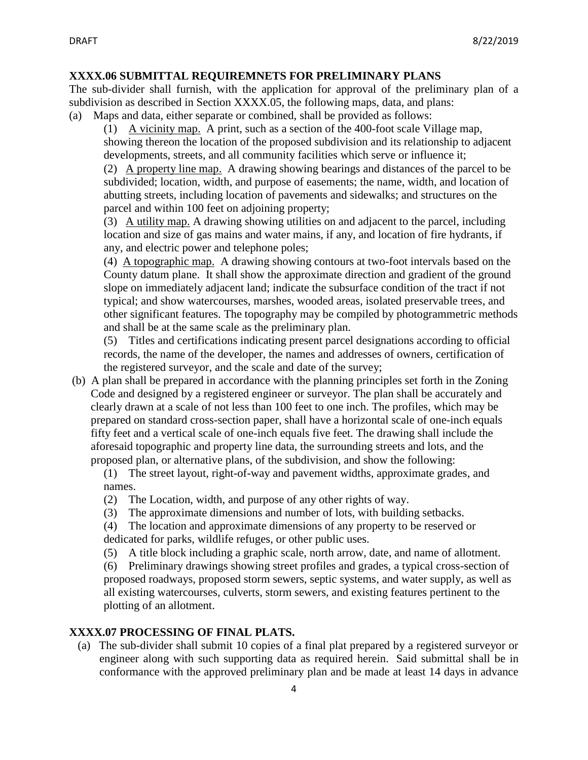### XXXX.06 SUBMITTAL REQUIREMNETS FOR PRELIMINARY PLANS

The sub-divider shall furnish, with the application for approval of the preliminary plan of a subdivision as described in Section XXXX.05, the following maps, data, and plans:

(a) Maps and data, either separate or combined, shall be provided as follows:

(1) A vicinity map. A print, such as a section of the 400-foot scale Village map, showing thereon the location of the proposed subdivision and its relationship to adjacent developments, streets, and all community facilities which serve or influence it;

(2) A property line map. A drawing showing bearings and distances of the parcel to be subdivided; location, width, and purpose of easements; the name, width, and location of abutting streets, including location of pavements and sidewalks; and structures on the parcel and within 100 feet on adjoining property;

(3) A utility map. A drawing showing utilities on and adjacent to the parcel, including location and size of gas mains and water mains, if any, and location of fire hydrants, if any, and electric power and telephone poles;

(4) A topographic map. A drawing showing contours at two-foot intervals based on the County datum plane. It shall show the approximate direction and gradient of the ground slope on immediately adjacent land; indicate the subsurface condition of the tract if not typical; and show watercourses, marshes, wooded areas, isolated preservable trees, and other significant features. The topography may be compiled by photogrammetric methods and shall be at the same scale as the preliminary plan.

(5) Titles and certifications indicating present parcel designations according to official records, the name of the developer, the names and addresses of owners, certification of the registered surveyor, and the scale and date of the survey;

(b) A plan shall be prepared in accordance with the planning principles set forth in the Zoning Code and designed by a registered engineer or surveyor. The plan shall be accurately and clearly drawn at a scale of not less than 100 feet to one inch. The profiles, which may be prepared on standard cross-section paper, shall have a horizontal scale of one-inch equals fifty feet and a vertical scale of one-inch equals five feet. The drawing shall include the aforesaid topographic and property line data, the surrounding streets and lots, and the proposed plan, or alternative plans, of the subdivision, and show the following:

(1) The street layout, right-of-way and pavement widths, approximate grades, and names.

(2) The Location, width, and purpose of any other rights of way.

(3) The approximate dimensions and number of lots, with building setbacks.

(4) The location and approximate dimensions of any property to be reserved or dedicated for parks, wildlife refuges, or other public uses.

(5) A title block including a graphic scale, north arrow, date, and name of allotment.

(6) Preliminary drawings showing street profiles and grades, a typical cross-section of proposed roadways, proposed storm sewers, septic systems, and water supply, as well as all existing watercourses, culverts, storm sewers, and existing features pertinent to the plotting of an allotment.

### XXXX.07 PROCESSING OF FINAL PLATS.

(a) The sub-divider shall submit 10 copies of a final plat prepared by a registered surveyor or engineer along with such supporting data as required herein. Said submittal shall be in conformance with the approved preliminary plan and be made at least 14 days in advance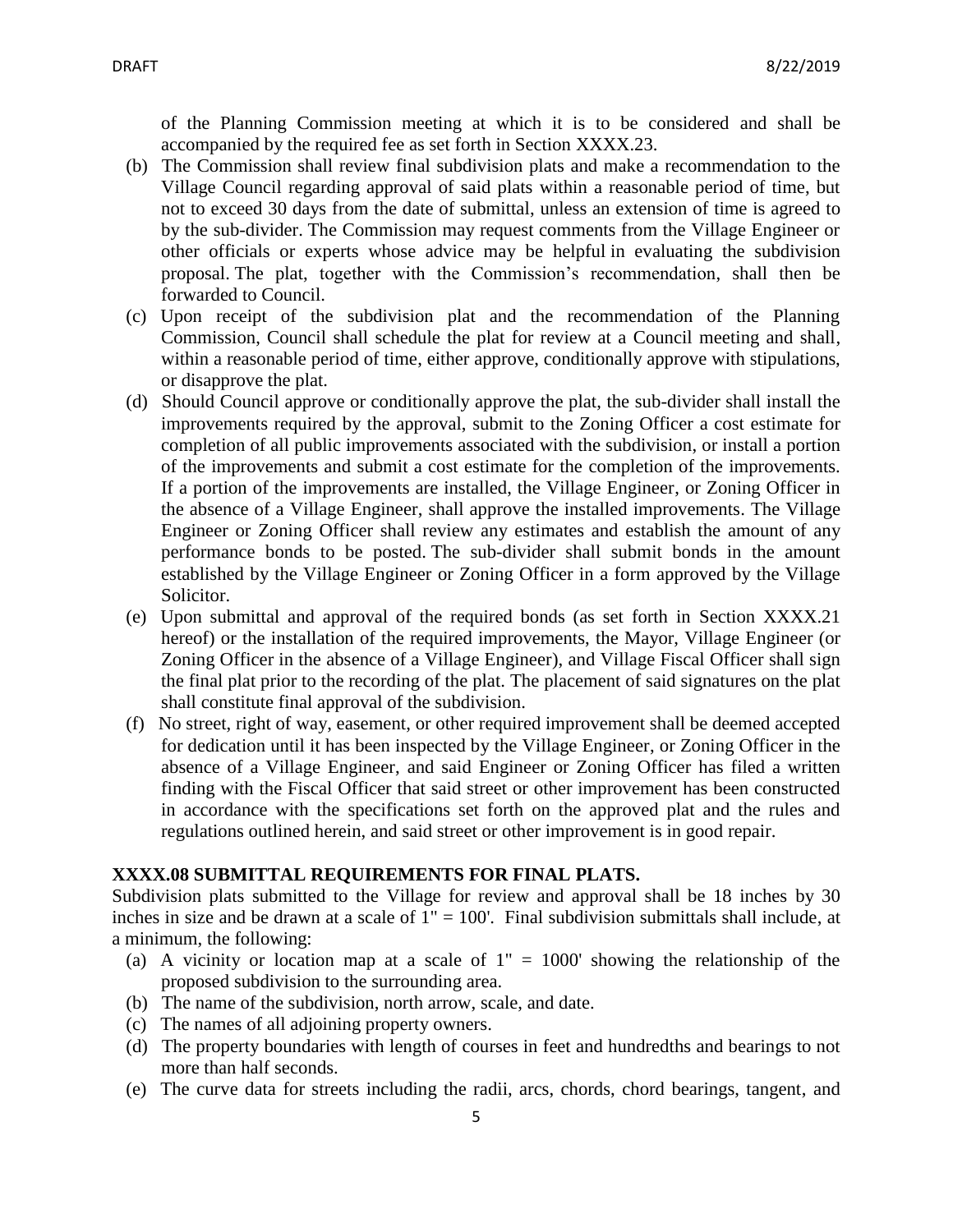of the Planning Commission meeting at which it is to be considered and shall be accompanied by the required fee as set forth in Section XXXX.23.

(b) The Commission shall review final subdivision plats and make a recommendation to the Village Council regarding approval of said plats within a reasonable period of time, but not to exceed 30 days from the date of submittal, unless an extension of time is agreed to by the sub-divider. The Commission may request comments from the Village Engineer or other officials or experts whose advice may be helpful in evaluating the subdivision proposal. The plat, together with the Commission's recommendation, shall then be forwarded to Council.

(c) Upon receipt of the subdivision plat and the recommendation of the Planning Commission, Council shall schedule the plat for review at a Council meeting and shall, within a reasonable period of time, either approve, conditionally approve with stipulations, or disapprove the plat.

(d) Should Council approve or conditionally approve the plat, the sub-divider shall install the improvements required by the approval, submit to the Zoning Officer a cost estimate for completion of all public improvements associated with the subdivision, or install a portion of the improvements and submit a cost estimate for the completion of the improvements. If a portion of the improvements are installed, the Village Engineer, or Zoning Officer in the absence of a Village Engineer, shall approve the installed improvements. The Village Engineer or Zoning Officer shall review any estimates and establish the amount of any performance bonds to be posted. The sub-divider shall submit bonds in the amount established by the Village Engineer or Zoning Officer in a form approved by the Village Solicitor.

(e) Upon submittal and approval of the required bonds (as set forth in Section XXXX.21 hereof) or the installation of the required improvements, the Mayor, Village Engineer (or Zoning Officer in the absence of a Village Engineer), and Village Fiscal Officer shall sign the final plat prior to the recording of the plat. The placement of said signatures on the plat shall constitute final approval of the subdivision.

(f) No street, right of way, easement, or other required improvement shall be deemed accepted for dedication until it has been inspected by the Village Engineer, or Zoning Officer in the absence of a Village Engineer, and said Engineer or Zoning Officer has filed a written finding with the Fiscal Officer that said street or other improvement has been constructed in accordance with the specifications set forth on the approved plat and the rules and regulations outlined herein, and said street or other improvement is in good repair.

**XXXX.08 SUBMITTAL REQUIREMENTS FOR FINAL PLATS.**

Subdivision plats submitted to the Village for review and approval shall be 18 inches by 30 inches in size and be drawn at a scale of 1" = 100'. Final subdivision submittals shall include, at a minimum, the following:

(a) A vicinity or location map at a scale of 1" = 1000' showing the relationship of the proposed subdivision to the surrounding area.

(b) The name of the subdivision, north arrow, scale, and date.

(c) The names of all adjoining property owners.

(d) The property boundaries with length of courses in feet and hundredths and bearings to not more than half seconds.

(e) The curve data for streets including the radii, arcs, chords, chord bearings, tangent, and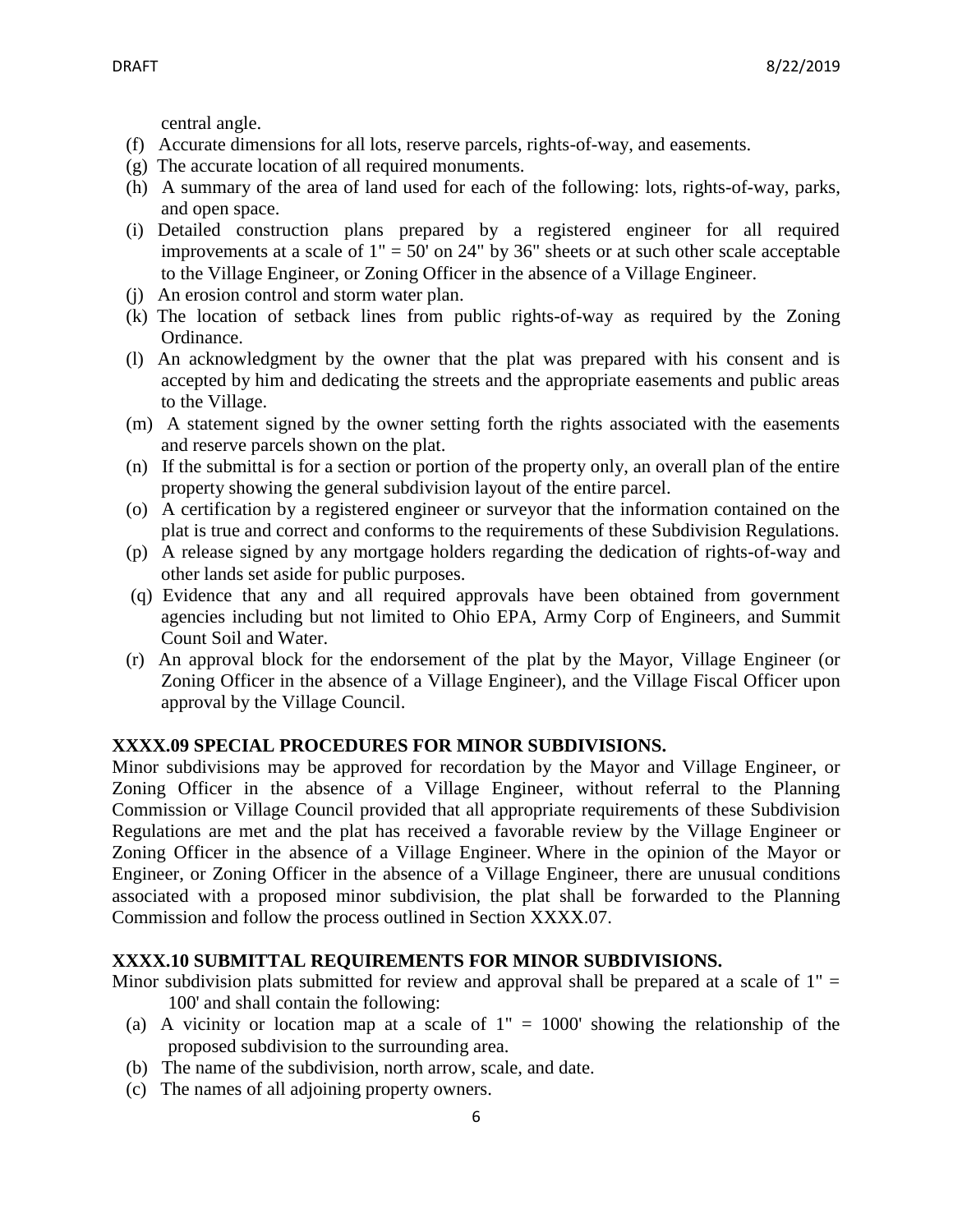central angle.

(f) Accurate dimensions for all lots, reserve parcels, rights-of-way, and easements.

(g) The accurate location of all required monuments.

(h) A summary of the area of land used for each of the following: lots, rights-of-way, parks, and open space.

(i) Detailed construction plans prepared by a registered engineer for all required improvements at a scale of 1" = 50' on 24" by 36" sheets or at such other scale acceptable to the Village Engineer, or Zoning Officer in the absence of a Village Engineer.

(j) An erosion control and storm water plan.

(k) The location of setback lines from public rights-of-way as required by the Zoning Ordinance.

(l) An acknowledgment by the owner that the plat was prepared with his consent and is accepted by him and dedicating the streets and the appropriate easements and public areas to the Village.

(m) A statement signed by the owner setting forth the rights associated with the easements and reserve parcels shown on the plat.

(n) If the submittal is for a section or portion of the property only, an overall plan of the entire property showing the general subdivision layout of the entire parcel.

(o) A certification by a registered engineer or surveyor that the information contained on the plat is true and correct and conforms to the requirements of these Subdivision Regulations.

(p) A release signed by any mortgage holders regarding the dedication of rights-of-way and other lands set aside for public purposes.

(q) Evidence that any and all required approvals have been obtained from government agencies including but not limited to Ohio EPA, Army Corp of Engineers, and Summit Count Soil and Water.

(r) An approval block for the endorsement of the plat by the Mayor, Village Engineer (or Zoning Officer in the absence of a Village Engineer), and the Village Fiscal Officer upon approval by the Village Council.

**XXXX.09 SPECIAL PROCEDURES FOR MINOR SUBDIVISIONS.**

Minor subdivisions may be approved for recordation by the Mayor and Village Engineer, or Zoning Officer in the absence of a Village Engineer, without referral to the Planning Commission or Village Council provided that all appropriate requirements of these Subdivision Regulations are met and the plat has received a favorable review by the Village Engineer or Zoning Officer in the absence of a Village Engineer. Where in the opinion of the Mayor or Engineer, or Zoning Officer in the absence of a Village Engineer, there are unusual conditions associated with a proposed minor subdivision, the plat shall be forwarded to the Planning Commission and follow the process outlined in Section XXXX.07.

**XXXX.10 SUBMITTAL REQUIREMENTS FOR MINOR SUBDIVISIONS.**

Minor subdivision plats submitted for review and approval shall be prepared at a scale of 1" = 100' and shall contain the following:

(a) A vicinity or location map at a scale of 1" = 1000' showing the relationship of the proposed subdivision to the surrounding area.

(b) The name of the subdivision, north arrow, scale, and date.

(c) The names of all adjoining property owners.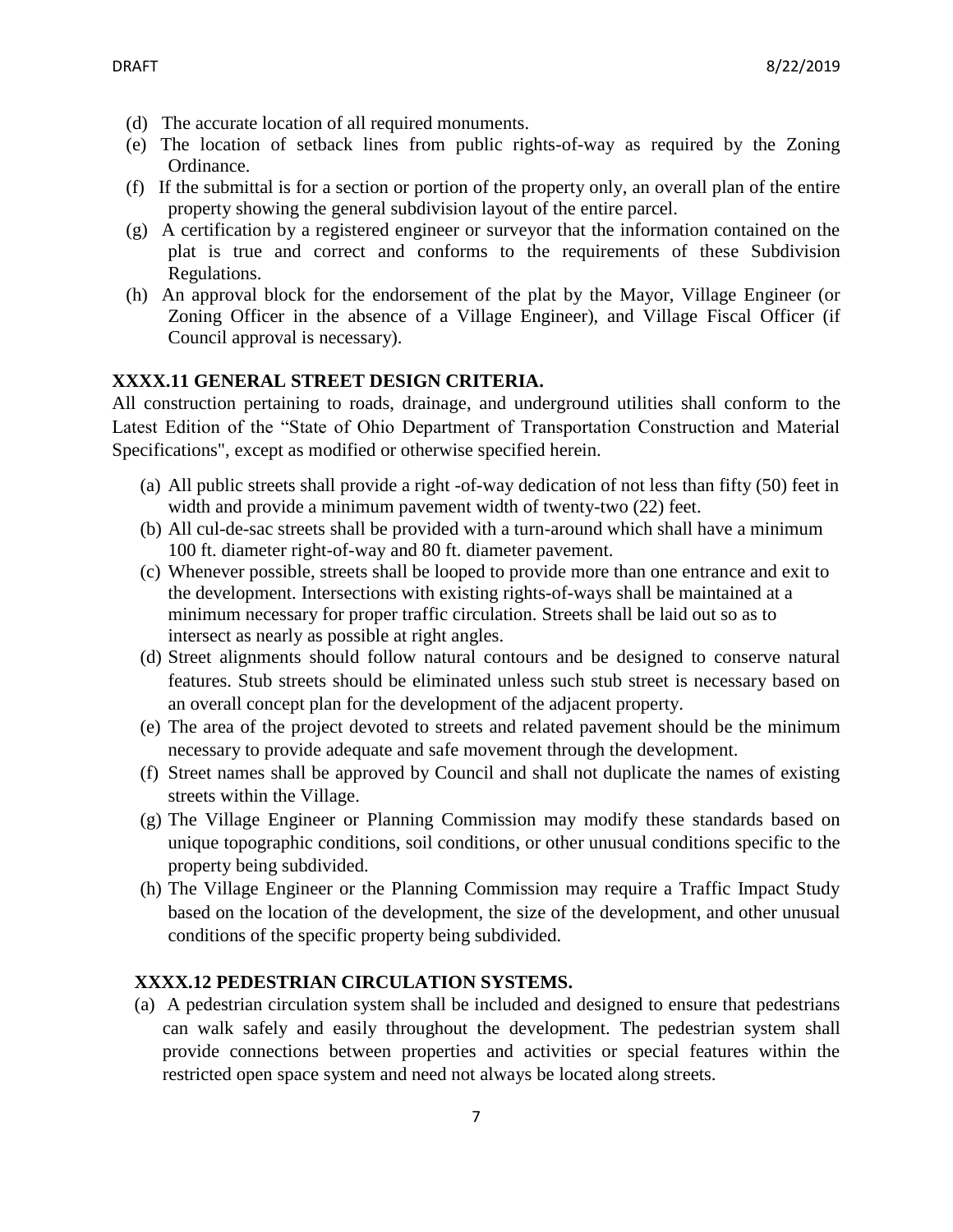(d) The accurate location of all required monuments.

(e) The location of setback lines from public rights-of-way as required by the Zoning Ordinance.

(f) If the submittal is for a section or portion of the property only, an overall plan of the entire property showing the general subdivision layout of the entire parcel.

(g) A certification by a registered engineer or surveyor that the information contained on the plat is true and correct and conforms to the requirements of these Subdivision Regulations.

(h) An approval block for the endorsement of the plat by the Mayor, Village Engineer (or Zoning Officer in the absence of a Village Engineer), and Village Fiscal Officer (if Council approval is necessary).

**XXXX.11 GENERAL STREET DESIGN CRITERIA.**

All construction pertaining to roads, drainage, and underground utilities shall conform to the Latest Edition of the "State of Ohio Department of Transportation Construction and Material Specifications", except as modified or otherwise specified herein.

(a) All public streets shall provide a right -of-way dedication of not less than fifty (50) feet in width and provide a minimum pavement width of twenty-two (22) feet.

(b) All cul-de-sac streets shall be provided with a turn-around which shall have a minimum 100 ft. diameter right-of-way and 80 ft. diameter pavement.

(c) Whenever possible, streets shall be looped to provide more than one entrance and exit to the development. Intersections with existing rights-of-ways shall be maintained at a minimum necessary for proper traffic circulation. Streets shall be laid out so as to intersect as nearly as possible at right angles.

(d) Street alignments should follow natural contours and be designed to conserve natural features. Stub streets should be eliminated unless such stub street is necessary based on an overall concept plan for the development of the adjacent property.

(e) The area of the project devoted to streets and related pavement should be the minimum necessary to provide adequate and safe movement through the development.

(f) Street names shall be approved by Council and shall not duplicate the names of existing streets within the Village.

(g) The Village Engineer or Planning Commission may modify these standards based on unique topographic conditions, soil conditions, or other unusual conditions specific to the property being subdivided.

(h) The Village Engineer or the Planning Commission may require a Traffic Impact Study based on the location of the development, the size of the development, and other unusual conditions of the specific property being subdivided.

**XXXX.12 PEDESTRIAN CIRCULATION SYSTEMS.**

(a) A pedestrian circulation system shall be included and designed to ensure that pedestrians can walk safely and easily throughout the development. The pedestrian system shall provide connections between properties and activities or special features within the restricted open space system and need not always be located along streets.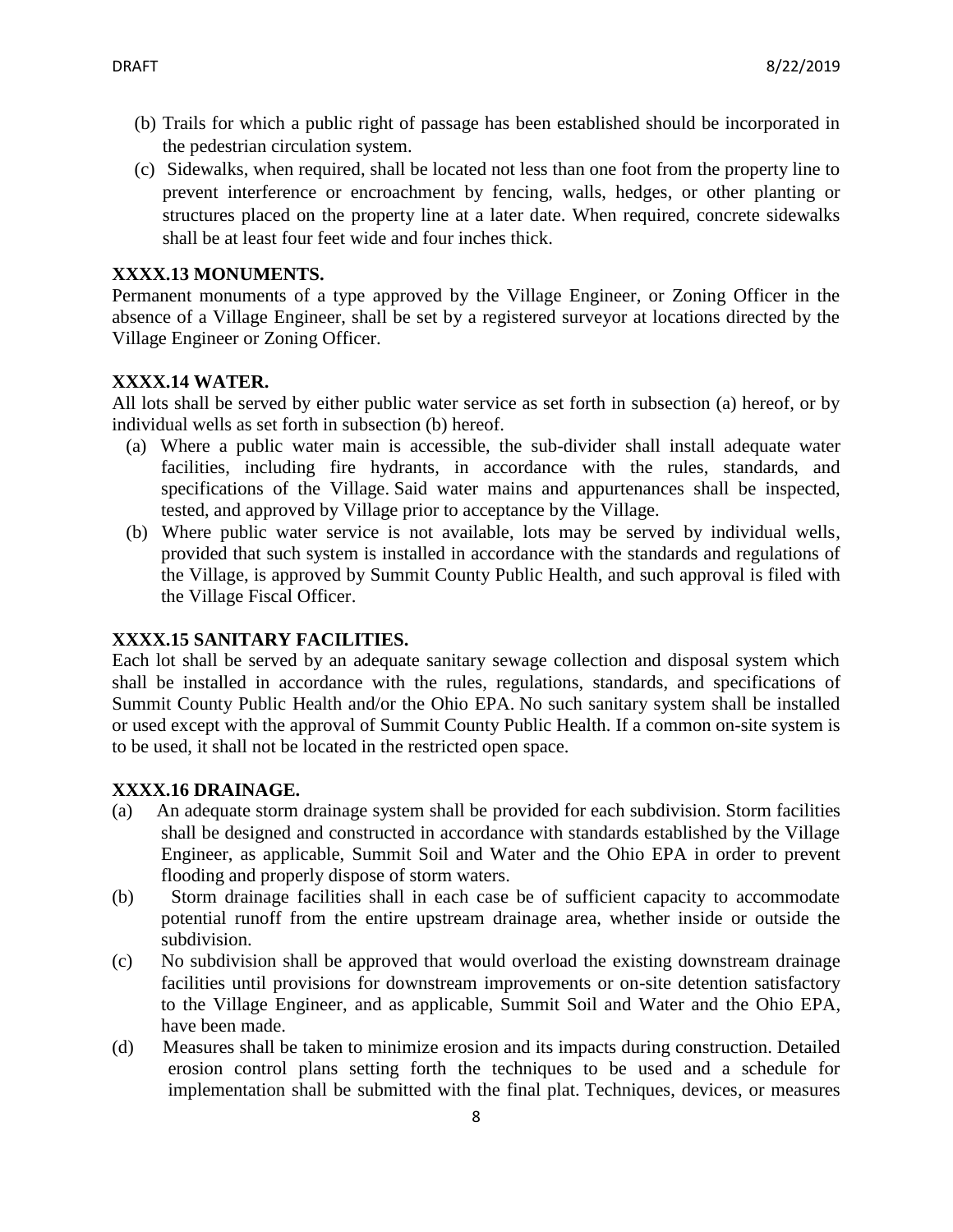(b) Trails for which a public right of passage has been established should be incorporated in the pedestrian circulation system.

(c) Sidewalks, when required, shall be located not less than one foot from the property line to prevent interference or encroachment by fencing, walls, hedges, or other planting or structures placed on the property line at a later date. When required, concrete sidewalks shall be at least four feet wide and four inches thick.

**XXXX.13 MONUMENTS.**

Permanent monuments of a type approved by the Village Engineer, or Zoning Officer in the absence of a Village Engineer, shall be set by a registered surveyor at locations directed by the Village Engineer or Zoning Officer.

**XXXX.14 WATER.**

All lots shall be served by either public water service as set forth in subsection (a) hereof, or by individual wells as set forth in subsection (b) hereof.

(a) Where a public water main is accessible, the sub-divider shall install adequate water facilities, including fire hydrants, in accordance with the rules, standards, and specifications of the Village. Said water mains and appurtenances shall be inspected, tested, and approved by Village prior to acceptance by the Village.

(b) Where public water service is not available, lots may be served by individual wells, provided that such system is installed in accordance with the standards and regulations of the Village, is approved by Summit County Public Health, and such approval is filed with the Village Fiscal Officer.

**XXXX.15 SANITARY FACILITIES.**

Each lot shall be served by an adequate sanitary sewage collection and disposal system which shall be installed in accordance with the rules, regulations, standards, and specifications of Summit County Public Health and/or the Ohio EPA. No such sanitary system shall be installed or used except with the approval of Summit County Public Health. If a common on-site system is to be used, it shall not be located in the restricted open space.

**XXXX.16 DRAINAGE.**

(a) An adequate storm drainage system shall be provided for each subdivision. Storm facilities shall be designed and constructed in accordance with standards established by the Village Engineer, as applicable, Summit Soil and Water and the Ohio EPA in order to prevent flooding and properly dispose of storm waters.

(b) Storm drainage facilities shall in each case be of sufficient capacity to accommodate potential runoff from the entire upstream drainage area, whether inside or outside the subdivision.

(c) No subdivision shall be approved that would overload the existing downstream drainage facilities until provisions for downstream improvements or on-site detention satisfactory to the Village Engineer, and as applicable, Summit Soil and Water and the Ohio EPA, have been made.

(d) Measures shall be taken to minimize erosion and its impacts during construction. Detailed erosion control plans setting forth the techniques to be used and a schedule for implementation shall be submitted with the final plat. Techniques, devices, or measures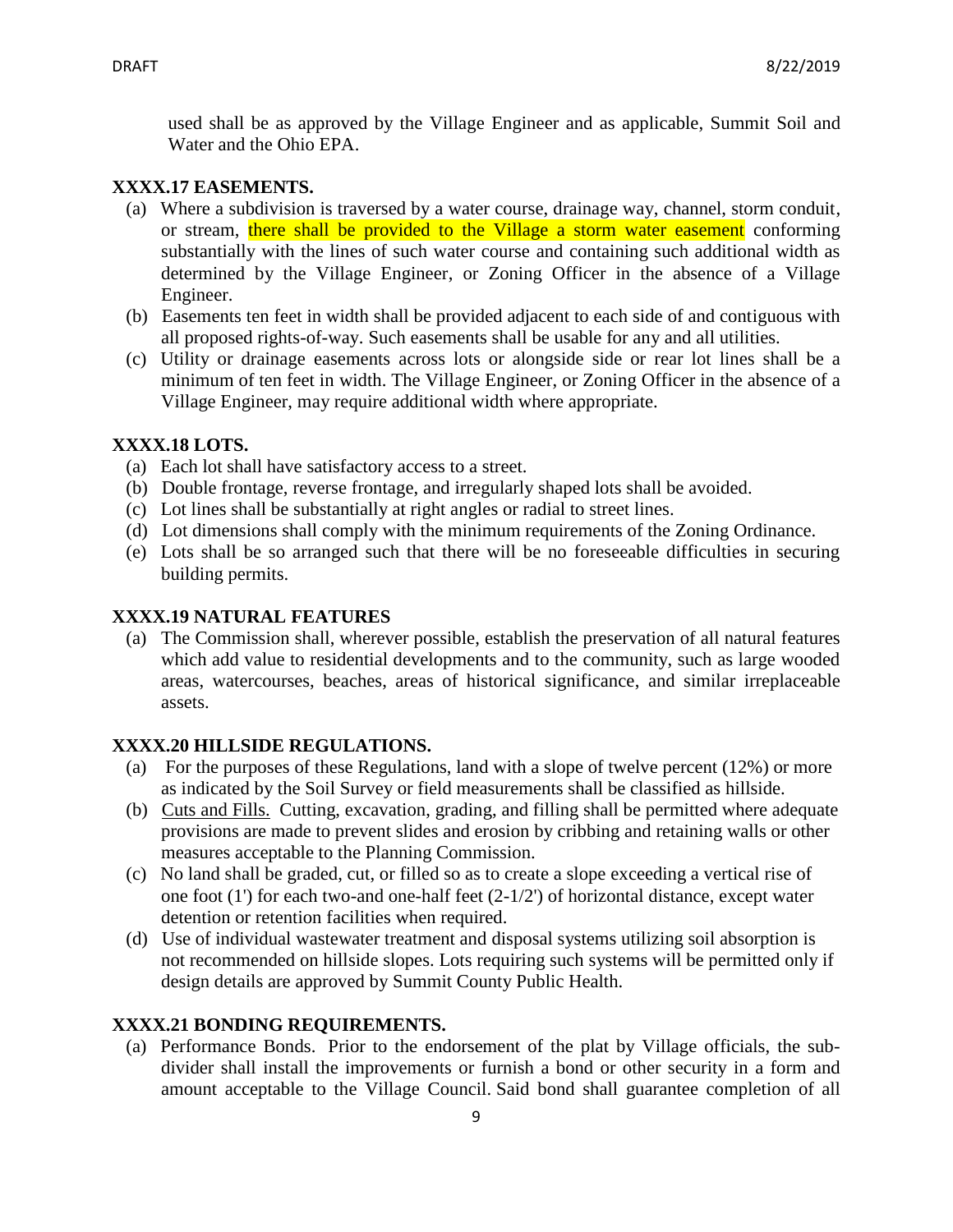used shall be as approved by the Village Engineer and as applicable, Summit Soil and Water and the Ohio EPA.

**XXXX.17 EASEMENTS.**

(a) Where a subdivision is traversed by a water course, drainage way, channel, storm conduit, or stream, there shall be provided to the Village a storm water easement conforming substantially with the lines of such water course and containing such additional width as determined by the Village Engineer, or Zoning Officer in the absence of a Village Engineer.

(b) Easements ten feet in width shall be provided adjacent to each side of and contiguous with all proposed rights-of-way. Such easements shall be usable for any and all utilities.

(c) Utility or drainage easements across lots or alongside side or rear lot lines shall be a minimum of ten feet in width. The Village Engineer, or Zoning Officer in the absence of a Village Engineer, may require additional width where appropriate.

**XXXX.18 LOTS.**

(a) Each lot shall have satisfactory access to a street.

(b) Double frontage, reverse frontage, and irregularly shaped lots shall be avoided.

(c) Lot lines shall be substantially at right angles or radial to street lines.

(d) Lot dimensions shall comply with the minimum requirements of the Zoning Ordinance.

(e) Lots shall be so arranged such that there will be no foreseeable difficulties in securing building permits.

**XXXX.19 NATURAL FEATURES**

(a) The Commission shall, wherever possible, establish the preservation of all natural features which add value to residential developments and to the community, such as large wooded areas, watercourses, beaches, areas of historical significance, and similar irreplaceable assets.

**XXXX.20 HILLSIDE REGULATIONS.**

(a) For the purposes of these Regulations, land with a slope of twelve percent (12%) or more as indicated by the Soil Survey or field measurements shall be classified as hillside.

(b) Cuts and Fills. Cutting, excavation, grading, and filling shall be permitted where adequate provisions are made to prevent slides and erosion by cribbing and retaining walls or other measures acceptable to the Planning Commission.

(c) No land shall be graded, cut, or filled so as to create a slope exceeding a vertical rise of one foot (1') for each two-and one-half feet (2-1/2') of horizontal distance, except water detention or retention facilities when required.

(d) Use of individual wastewater treatment and disposal systems utilizing soil absorption is not recommended on hillside slopes. Lots requiring such systems will be permitted only if design details are approved by Summit County Public Health.

**XXXX.21 BONDING REQUIREMENTS.**

(a) Performance Bonds. Prior to the endorsement of the plat by Village officials, the sub-divider shall install the improvements or furnish a bond or other security in a form and amount acceptable to the Village Council. Said bond shall guarantee completion of all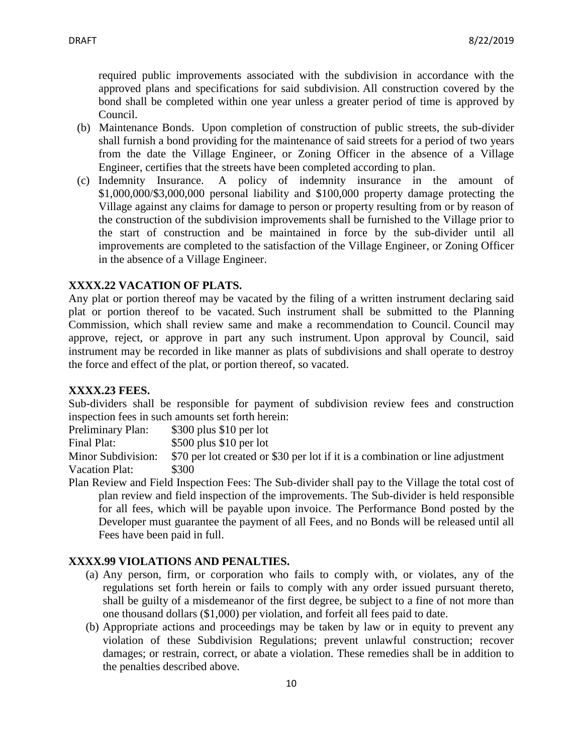required public improvements associated with the subdivision in accordance with the approved plans and specifications for said subdivision. All construction covered by the bond shall be completed within one year unless a greater period of time is approved by Council.

(b) Maintenance Bonds. Upon completion of construction of public streets, the sub-divider shall furnish a bond providing for the maintenance of said streets for a period of two years from the date the Village Engineer, or Zoning Officer in the absence of a Village Engineer, certifies that the streets have been completed according to plan.

(c) Indemnity Insurance. A policy of indemnity insurance in the amount of $1,000,000/$3,000,000 personal liability and $100,000 property damage protecting the Village against any claims for damage to person or property resulting from or by reason of the construction of the subdivision improvements shall be furnished to the Village prior to the start of construction and be maintained in force by the sub-divider until all improvements are completed to the satisfaction of the Village Engineer, or Zoning Officer in the absence of a Village Engineer.

**XXXX.22 VACATION OF PLATS.**

Any plat or portion thereof may be vacated by the filing of a written instrument declaring said plat or portion thereof to be vacated. Such instrument shall be submitted to the Planning Commission, which shall review same and make a recommendation to Council. Council may approve, reject, or approve in part any such instrument. Upon approval by Council, said instrument may be recorded in like manner as plats of subdivisions and shall operate to destroy the force and effect of the plat, or portion thereof, so vacated.

**XXXX.23 FEES.**

Sub-dividers shall be responsible for payment of subdivision review fees and construction inspection fees in such amounts set forth herein:

| | |
|---|---|
| Preliminary Plan: | $300 plus $10 per lot |
| Final Plat: | $500 plus $10 per lot |
| Minor Subdivision: | $70 per lot created or $30 per lot if it is a combination or line adjustment |
| Vacation Plat: | $300 |

Plan Review and Field Inspection Fees: The Sub-divider shall pay to the Village the total cost of plan review and field inspection of the improvements. The Sub-divider is held responsible for all fees, which will be payable upon invoice. The Performance Bond posted by the Developer must guarantee the payment of all Fees, and no Bonds will be released until all Fees have been paid in full.

**XXXX.99 VIOLATIONS AND PENALTIES.**

(a) Any person, firm, or corporation who fails to comply with, or violates, any of the regulations set forth herein or fails to comply with any order issued pursuant thereto, shall be guilty of a misdemeanor of the first degree, be subject to a fine of not more than one thousand dollars ($1,000) per violation, and forfeit all fees paid to date.

(b) Appropriate actions and proceedings may be taken by law or in equity to prevent any violation of these Subdivision Regulations; prevent unlawful construction; recover damages; or restrain, correct, or abate a violation. These remedies shall be in addition to the penalties described above.